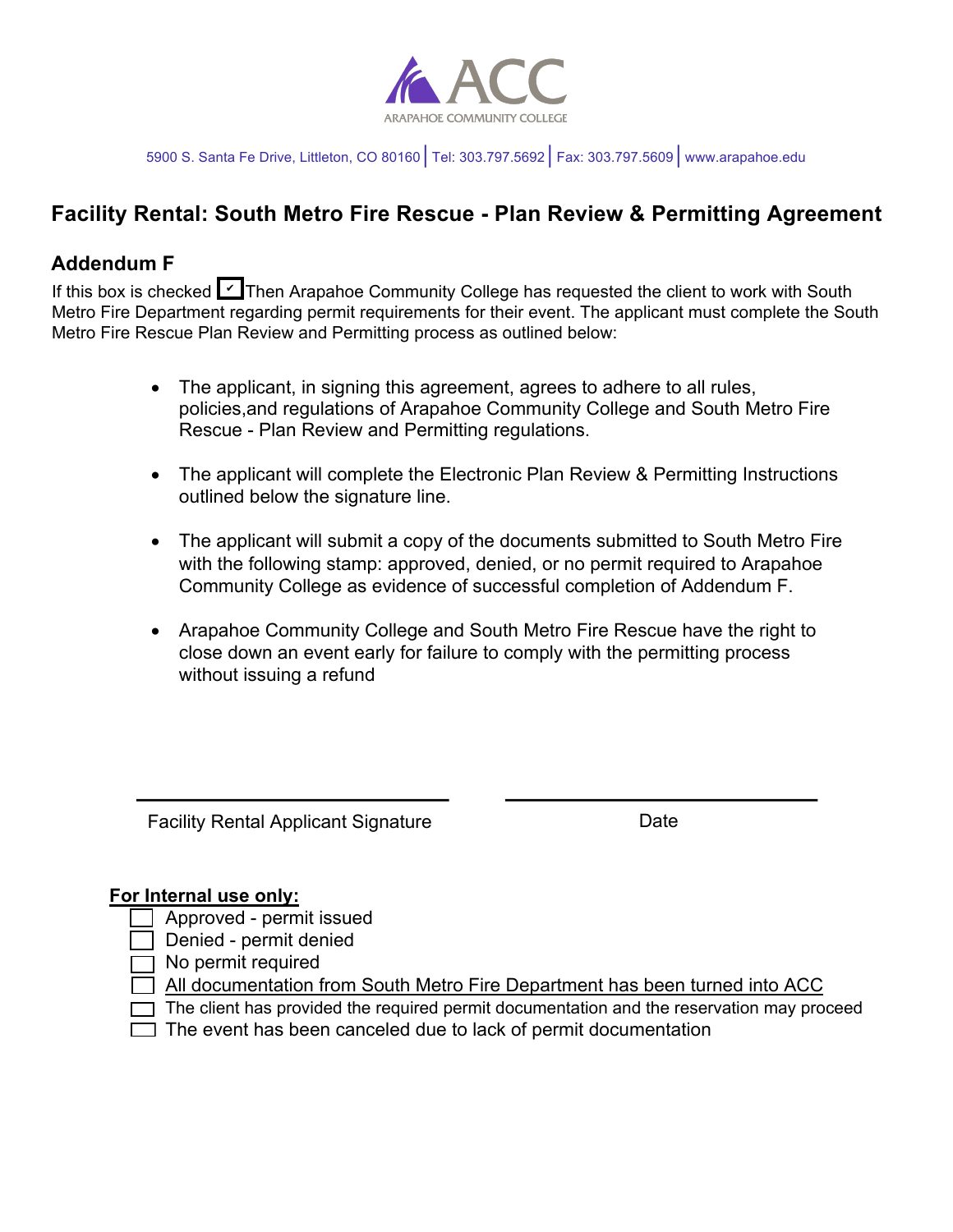ACC

ARAPAHOE COMMUNITY COLLEGE

5900 S. Santa Fe Drive, Littleton, CO 80160 | Tel: 303.797.5692 | Fax: 303.797.5609 | www.arapahoe.edu

## Facility Rental: South Metro Fire Rescue - Plan Review & Permitting Agreement

### Addendum F

If this box is checked ☑ Then Arapahoe Community College has requested the client to work with South Metro Fire Department regarding permit requirements for their event. The applicant must complete the South Metro Fire Rescue Plan Review and Permitting process as outlined below:

- The applicant, in signing this agreement, agrees to adhere to all rules, policies,and regulations of Arapahoe Community College and South Metro Fire Rescue - Plan Review and Permitting regulations.
- The applicant will complete the Electronic Plan Review & Permitting Instructions outlined below the signature line.
- The applicant will submit a copy of the documents submitted to South Metro Fire with the following stamp: approved, denied, or no permit required to Arapahoe Community College as evidence of successful completion of Addendum F.
- Arapahoe Community College and South Metro Fire Rescue have the right to close down an event early for failure to comply with the permitting process without issuing a refund

______________________________ ______________________________

Facility Rental Applicant Signature Date

**For Internal use only:**

- ☐ Approved - permit issued
- ☐ Denied - permit denied
- ☐ No permit required
- ☐ All documentation from South Metro Fire Department has been turned into ACC
- ☐ The client has provided the required permit documentation and the reservation may proceed
- ☐ The event has been canceled due to lack of permit documentation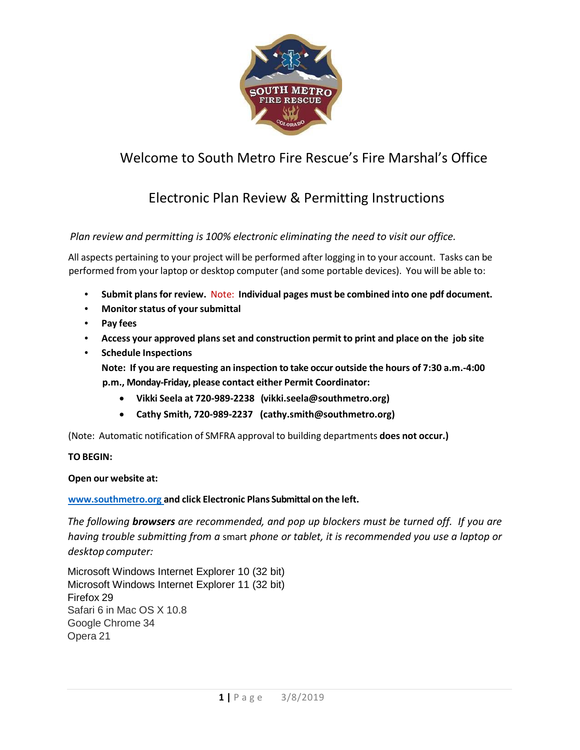# Welcome to South Metro Fire Rescue's Fire Marshal's Office

## Electronic Plan Review & Permitting Instructions

*Plan review and permitting is 100% electronic eliminating the need to visit our office.*

All aspects pertaining to your project will be performed after logging in to your account. Tasks can be performed from your laptop or desktop computer (and some portable devices). You will be able to:

- **Submit plans for review.** Note: **Individual pages must be combined into one pdf document.**
- **Monitor status of your submittal**
- **Pay fees**
- **Access your approved plans set and construction permit to print and place on the job site**
- **Schedule Inspections**

  **Note: If you are requesting an inspection to take occur outside the hours of 7:30 a.m.-4:00 p.m., Monday-Friday, please contact either Permit Coordinator:**

  - **Vikki Seela at 720-989-2238 (vikki.seela@southmetro.org)**
  - **Cathy Smith, 720-989-2237 (cathy.smith@southmetro.org)**

(Note: Automatic notification of SMFRA approval to building departments **does not occur.)**

**TO BEGIN:**

**Open our website at:**

[www.southmetro.org](http://www.southmetro.org) **and click Electronic Plans Submittal on the left.**

*The following **browsers** are recommended, and pop up blockers must be turned off. If you are having trouble submitting from a* smart *phone or tablet, it is recommended you use a laptop or desktop computer:*

Microsoft Windows Internet Explorer 10 (32 bit)
Microsoft Windows Internet Explorer 11 (32 bit)
Firefox 29
Safari 6 in Mac OS X 10.8
Google Chrome 34
Opera 21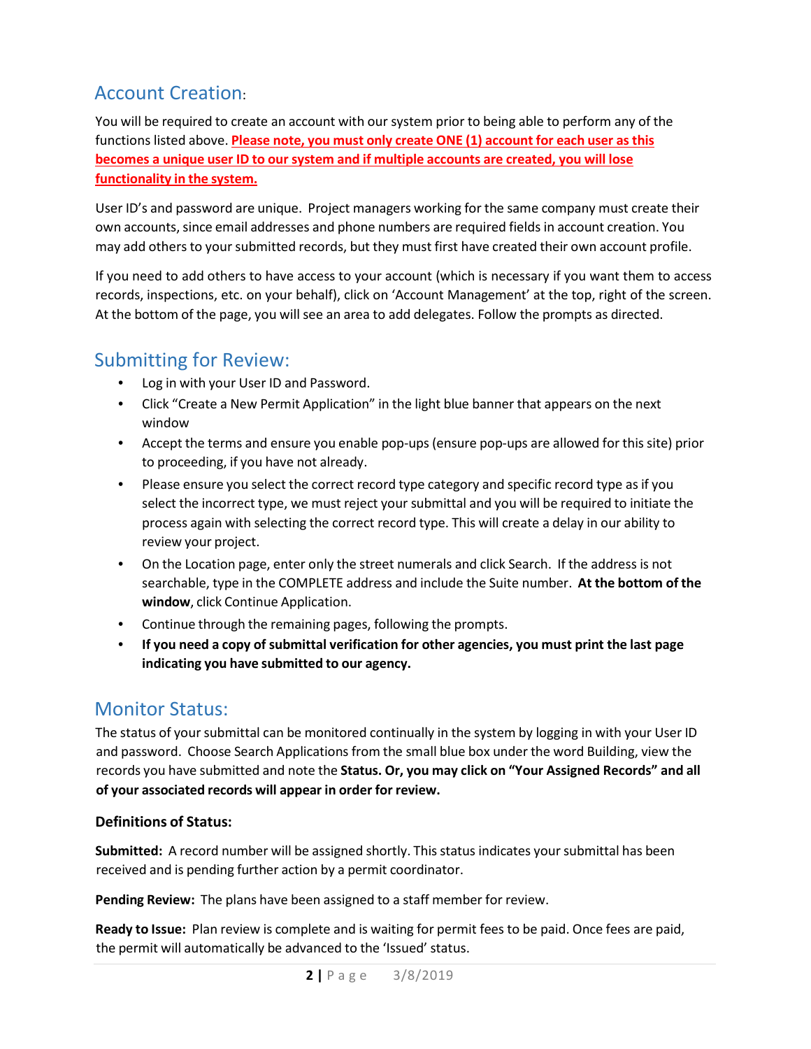## Account Creation:

You will be required to create an account with our system prior to being able to perform any of the functions listed above. **Please note, you must only create ONE (1) account for each user as this becomes a unique user ID to our system and if multiple accounts are created, you will lose functionality in the system.**

User ID's and password are unique. Project managers working for the same company must create their own accounts, since email addresses and phone numbers are required fields in account creation. You may add others to your submitted records, but they must first have created their own account profile.

If you need to add others to have access to your account (which is necessary if you want them to access records, inspections, etc. on your behalf), click on 'Account Management' at the top, right of the screen. At the bottom of the page, you will see an area to add delegates. Follow the prompts as directed.

## Submitting for Review:

- Log in with your User ID and Password.
- Click "Create a New Permit Application" in the light blue banner that appears on the next window
- Accept the terms and ensure you enable pop-ups (ensure pop-ups are allowed for this site) prior to proceeding, if you have not already.
- Please ensure you select the correct record type category and specific record type as if you select the incorrect type, we must reject your submittal and you will be required to initiate the process again with selecting the correct record type. This will create a delay in our ability to review your project.
- On the Location page, enter only the street numerals and click Search. If the address is not searchable, type in the COMPLETE address and include the Suite number. **At the bottom of the window**, click Continue Application.
- Continue through the remaining pages, following the prompts.
- **If you need a copy of submittal verification for other agencies, you must print the last page indicating you have submitted to our agency.**

## Monitor Status:

The status of your submittal can be monitored continually in the system by logging in with your User ID and password. Choose Search Applications from the small blue box under the word Building, view the records you have submitted and note the **Status. Or, you may click on "Your Assigned Records" and all of your associated records will appear in order for review.**

### Definitions of Status:

**Submitted:** A record number will be assigned shortly. This status indicates your submittal has been received and is pending further action by a permit coordinator.

**Pending Review:** The plans have been assigned to a staff member for review.

**Ready to Issue:** Plan review is complete and is waiting for permit fees to be paid. Once fees are paid, the permit will automatically be advanced to the 'Issued' status.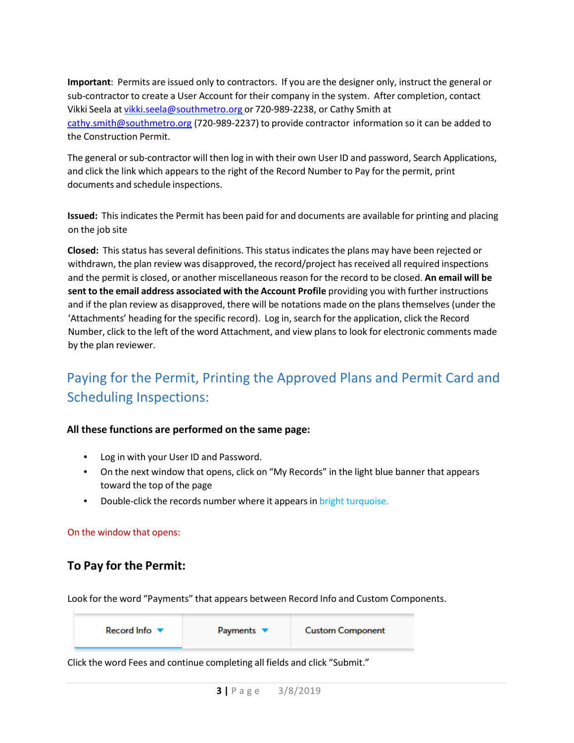**Important**: Permits are issued only to contractors. If you are the designer only, instruct the general or sub-contractor to create a User Account for their company in the system. After completion, contact Vikki Seela at [vikki.seela@southmetro.org](mailto:vikki.seela@southmetro.org) or 720-989-2238, or Cathy Smith at [cathy.smith@southmetro.org](mailto:cathy.smith@southmetro.org) (720-989-2237) to provide contractor information so it can be added to the Construction Permit.

The general or sub-contractor will then log in with their own User ID and password, Search Applications, and click the link which appears to the right of the Record Number to Pay for the permit, print documents and schedule inspections.

**Issued:** This indicates the Permit has been paid for and documents are available for printing and placing on the job site

**Closed:** This status has several definitions. This status indicates the plans may have been rejected or withdrawn, the plan review was disapproved, the record/project has received all required inspections and the permit is closed, or another miscellaneous reason for the record to be closed. **An email will be sent to the email address associated with the Account Profile** providing you with further instructions and if the plan review as disapproved, there will be notations made on the plans themselves (under the 'Attachments' heading for the specific record). Log in, search for the application, click the Record Number, click to the left of the word Attachment, and view plans to look for electronic comments made by the plan reviewer.

## Paying for the Permit, Printing the Approved Plans and Permit Card and Scheduling Inspections:

**All these functions are performed on the same page:**

- Log in with your User ID and Password.
- On the next window that opens, click on "My Records" in the light blue banner that appears toward the top of the page
- Double-click the records number where it appears in bright turquoise.

On the window that opens:

### To Pay for the Permit:

Look for the word "Payments" that appears between Record Info and Custom Components.

| Record Info ▾ | Payments ▾ | Custom Component |
|---|---|---|

Click the word Fees and continue completing all fields and click "Submit."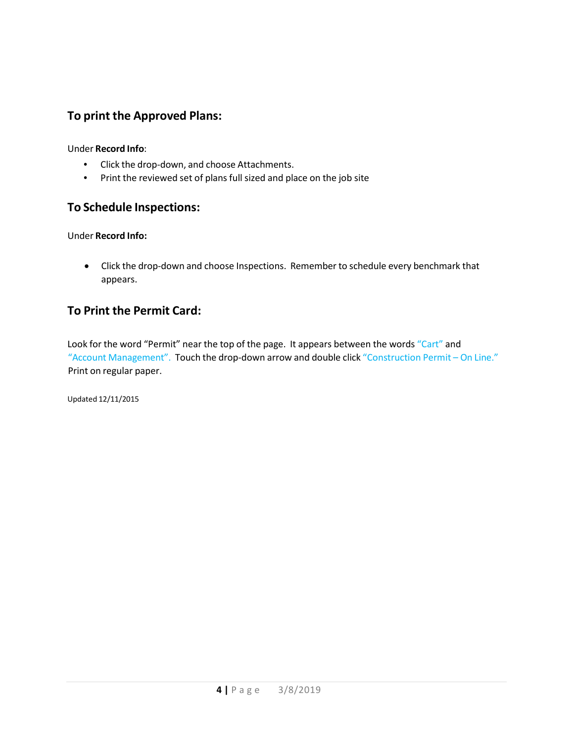## To print the Approved Plans:

Under **Record Info**:

- Click the drop-down, and choose Attachments.
- Print the reviewed set of plans full sized and place on the job site

## To Schedule Inspections:

Under **Record Info:**

- Click the drop-down and choose Inspections. Remember to schedule every benchmark that appears.

## To Print the Permit Card:

Look for the word "Permit" near the top of the page. It appears between the words "Cart" and "Account Management". Touch the drop-down arrow and double click "Construction Permit – On Line." Print on regular paper.

Updated 12/11/2015